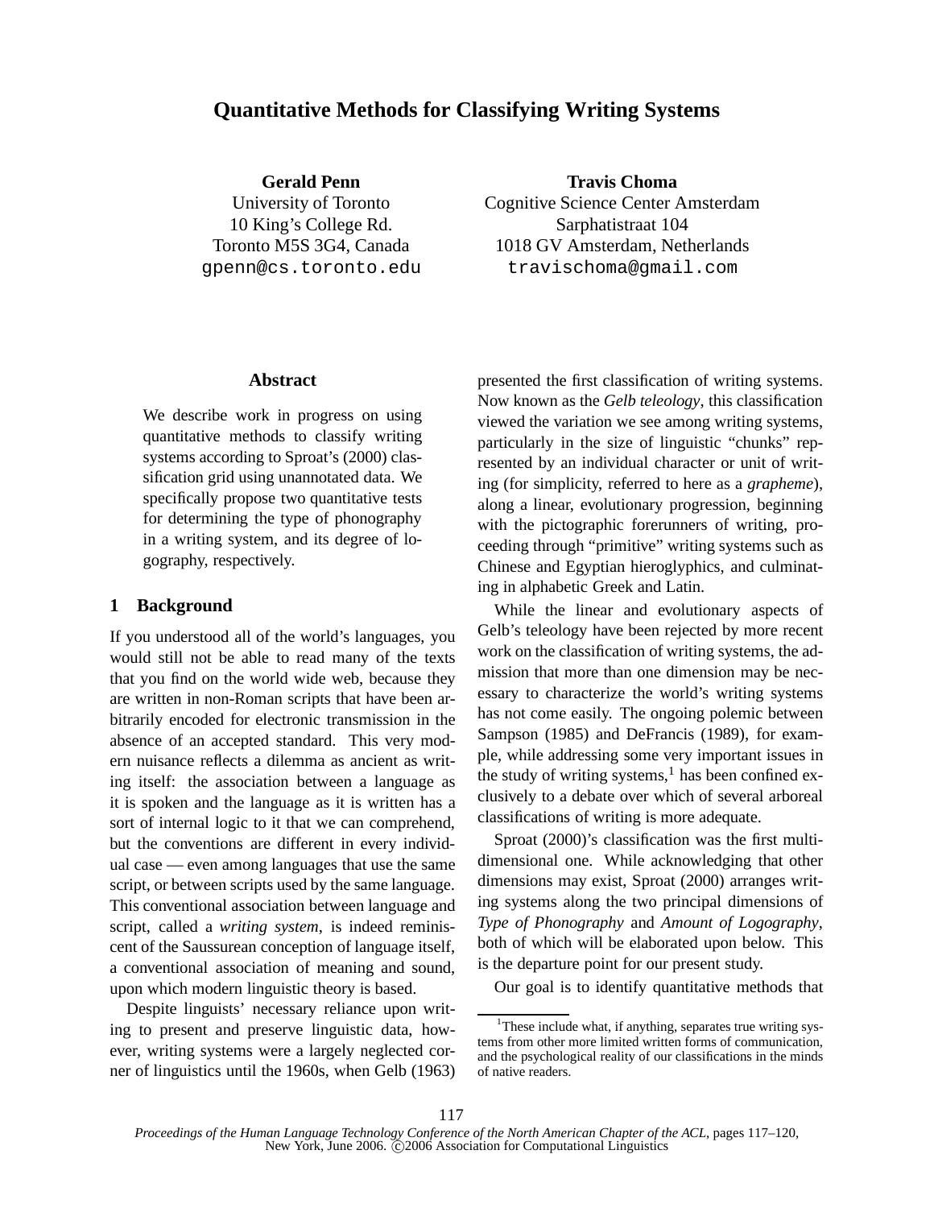# Quantitative Methods for Classifying Writing Systems

**Gerald Penn**
University of Toronto
10 King's College Rd.
Toronto M5S 3G4, Canada
gpenn@cs.toronto.edu

**Travis Choma**
Cognitive Science Center Amsterdam
Sarphatistraat 104
1018 GV Amsterdam, Netherlands
travischoma@gmail.com

## Abstract

We describe work in progress on using quantitative methods to classify writing systems according to Sproat's (2000) classification grid using unannotated data. We specifically propose two quantitative tests for determining the type of phonography in a writing system, and its degree of logography, respectively.

## 1 Background

If you understood all of the world's languages, you would still not be able to read many of the texts that you find on the world wide web, because they are written in non-Roman scripts that have been arbitrarily encoded for electronic transmission in the absence of an accepted standard. This very modern nuisance reflects a dilemma as ancient as writing itself: the association between a language as it is spoken and the language as it is written has a sort of internal logic to it that we can comprehend, but the conventions are different in every individual case — even among languages that use the same script, or between scripts used by the same language. This conventional association between language and script, called a *writing system*, is indeed reminiscent of the Saussurean conception of language itself, a conventional association of meaning and sound, upon which modern linguistic theory is based.

Despite linguists' necessary reliance upon writing to present and preserve linguistic data, however, writing systems were a largely neglected corner of linguistics until the 1960s, when Gelb (1963) presented the first classification of writing systems. Now known as the *Gelb teleology*, this classification viewed the variation we see among writing systems, particularly in the size of linguistic "chunks" represented by an individual character or unit of writing (for simplicity, referred to here as a *grapheme*), along a linear, evolutionary progression, beginning with the pictographic forerunners of writing, proceeding through "primitive" writing systems such as Chinese and Egyptian hieroglyphics, and culminating in alphabetic Greek and Latin.

While the linear and evolutionary aspects of Gelb's teleology have been rejected by more recent work on the classification of writing systems, the admission that more than one dimension may be necessary to characterize the world's writing systems has not come easily. The ongoing polemic between Sampson (1985) and DeFrancis (1989), for example, while addressing some very important issues in the study of writing systems,[1] has been confined exclusively to a debate over which of several arboreal classifications of writing is more adequate.

Sproat (2000)'s classification was the first multi-dimensional one. While acknowledging that other dimensions may exist, Sproat (2000) arranges writing systems along the two principal dimensions of *Type of Phonography* and *Amount of Logography*, both of which will be elaborated upon below. This is the departure point for our present study.

Our goal is to identify quantitative methods that

[1] These include what, if anything, separates true writing systems from other more limited written forms of communication, and the psychological reality of our classifications in the minds of native readers.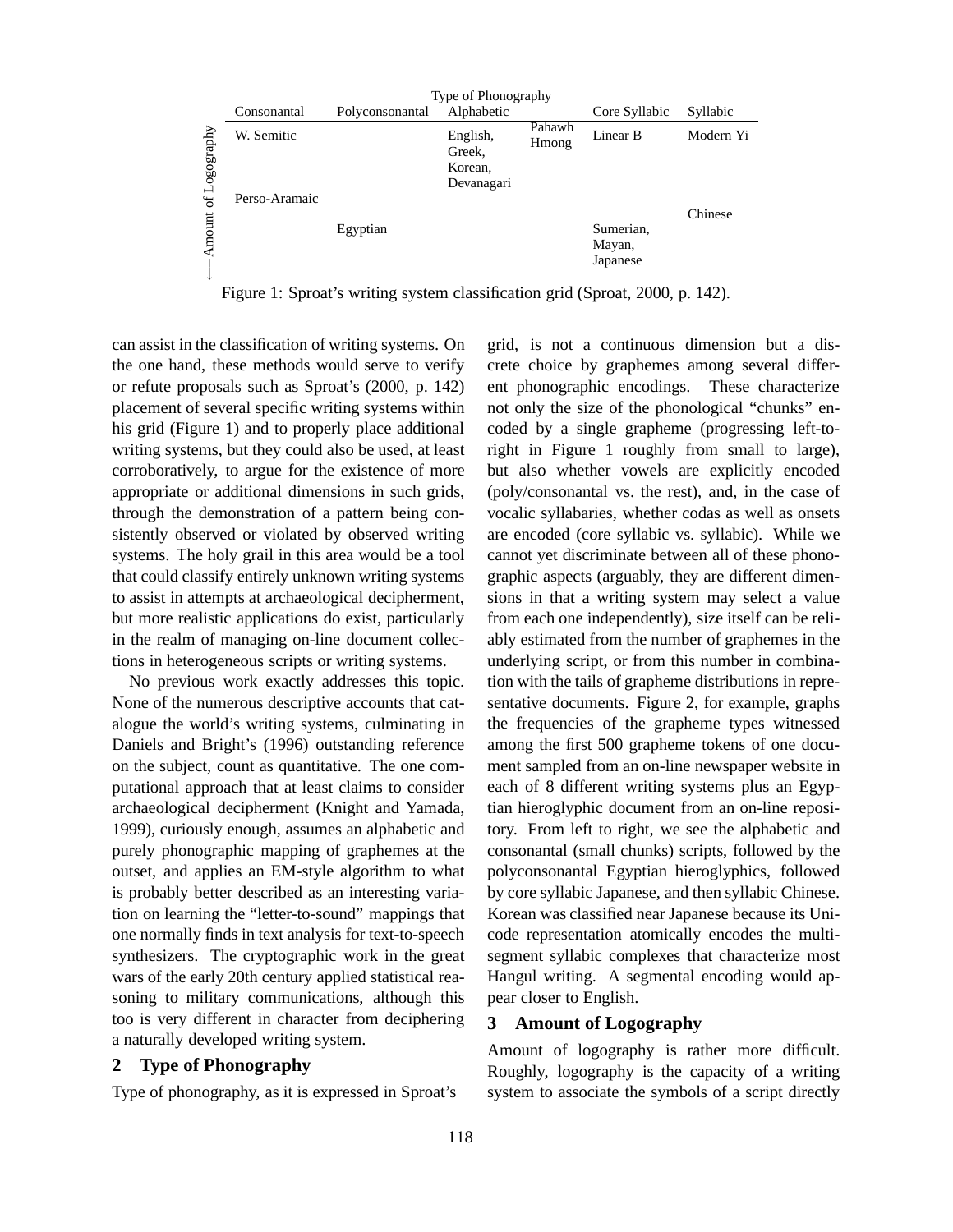| | Type of Phonography | | | | | |
|---|---|---|---|---|---|---|
| | Consonantal | Polyconsonantal | Alphabetic | | Core Syllabic | Syllabic |
| ←— Amount of Logography | W. Semitic | | English, Greek, Korean, Devanagari | Pahawh Hmong | Linear B | Modern Yi |
| | Perso-Aramaic | | | | | |
| | | | | | | Chinese |
| | | Egyptian | | | Sumerian, Mayan, Japanese | |

Figure 1: Sproat's writing system classification grid (Sproat, 2000, p. 142).

can assist in the classification of writing systems. On the one hand, these methods would serve to verify or refute proposals such as Sproat's (2000, p. 142) placement of several specific writing systems within his grid (Figure 1) and to properly place additional writing systems, but they could also be used, at least corroboratively, to argue for the existence of more appropriate or additional dimensions in such grids, through the demonstration of a pattern being consistently observed or violated by observed writing systems. The holy grail in this area would be a tool that could classify entirely unknown writing systems to assist in attempts at archaeological decipherment, but more realistic applications do exist, particularly in the realm of managing on-line document collections in heterogeneous scripts or writing systems.

No previous work exactly addresses this topic. None of the numerous descriptive accounts that catalogue the world's writing systems, culminating in Daniels and Bright's (1996) outstanding reference on the subject, count as quantitative. The one computational approach that at least claims to consider archaeological decipherment (Knight and Yamada, 1999), curiously enough, assumes an alphabetic and purely phonographic mapping of graphemes at the outset, and applies an EM-style algorithm to what is probably better described as an interesting variation on learning the "letter-to-sound" mappings that one normally finds in text analysis for text-to-speech synthesizers. The cryptographic work in the great wars of the early 20th century applied statistical reasoning to military communications, although this too is very different in character from deciphering a naturally developed writing system.

## 2 Type of Phonography

Type of phonography, as it is expressed in Sproat's grid, is not a continuous dimension but a discrete choice by graphemes among several different phonographic encodings. These characterize not only the size of the phonological "chunks" encoded by a single grapheme (progressing left-to-right in Figure 1 roughly from small to large), but also whether vowels are explicitly encoded (poly/consonantal vs. the rest), and, in the case of vocalic syllabaries, whether codas as well as onsets are encoded (core syllabic vs. syllabic). While we cannot yet discriminate between all of these phonographic aspects (arguably, they are different dimensions in that a writing system may select a value from each one independently), size itself can be reliably estimated from the number of graphemes in the underlying script, or from this number in combination with the tails of grapheme distributions in representative documents. Figure 2, for example, graphs the frequencies of the grapheme types witnessed among the first 500 grapheme tokens of one document sampled from an on-line newspaper website in each of 8 different writing systems plus an Egyptian hieroglyphic document from an on-line repository. From left to right, we see the alphabetic and consonantal (small chunks) scripts, followed by the polyconsonantal Egyptian hieroglyphics, followed by core syllabic Japanese, and then syllabic Chinese. Korean was classified near Japanese because its Unicode representation atomically encodes the multi-segment syllabic complexes that characterize most Hangul writing. A segmental encoding would appear closer to English.

## 3 Amount of Logography

Amount of logography is rather more difficult. Roughly, logography is the capacity of a writing system to associate the symbols of a script directly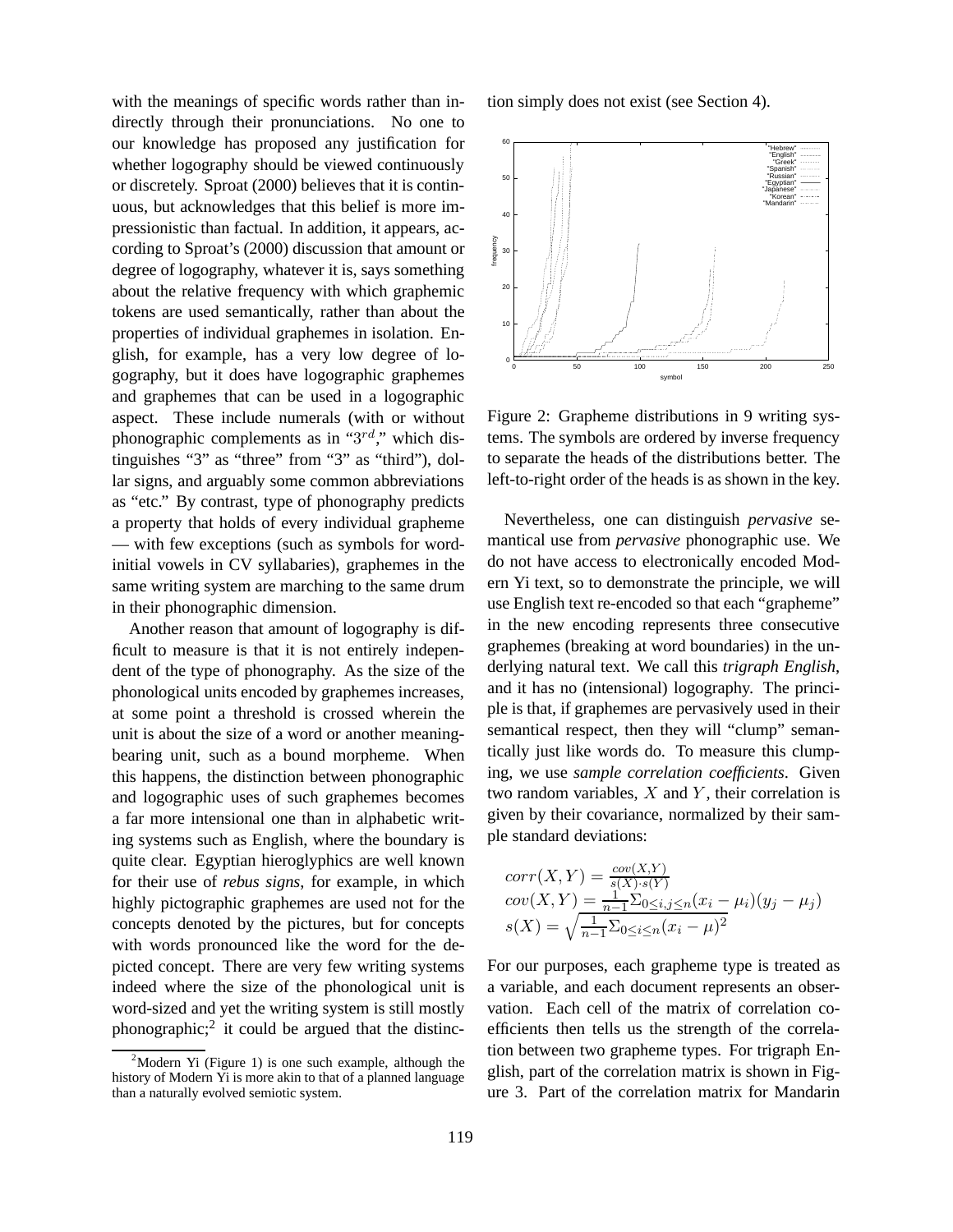with the meanings of specific words rather than indirectly through their pronunciations. No one to our knowledge has proposed any justification for whether logography should be viewed continuously or discretely. Sproat (2000) believes that it is continuous, but acknowledges that this belief is more impressionistic than factual. In addition, it appears, according to Sproat's (2000) discussion that amount or degree of logography, whatever it is, says something about the relative frequency with which graphemic tokens are used semantically, rather than about the properties of individual graphemes in isolation. English, for example, has a very low degree of logography, but it does have logographic graphemes and graphemes that can be used in a logographic aspect. These include numerals (with or without phonographic complements as in "$3^{rd}$," which distinguishes "3" as "three" from "3" as "third"), dollar signs, and arguably some common abbreviations as "etc." By contrast, type of phonography predicts a property that holds of every individual grapheme — with few exceptions (such as symbols for word-initial vowels in CV syllabaries), graphemes in the same writing system are marching to the same drum in their phonographic dimension.

Another reason that amount of logography is difficult to measure is that it is not entirely independent of the type of phonography. As the size of the phonological units encoded by graphemes increases, at some point a threshold is crossed wherein the unit is about the size of a word or another meaning-bearing unit, such as a bound morpheme. When this happens, the distinction between phonographic and logographic uses of such graphemes becomes a far more intensional one than in alphabetic writing systems such as English, where the boundary is quite clear. Egyptian hieroglyphics are well known for their use of *rebus signs*, for example, in which highly pictographic graphemes are used not for the concepts denoted by the pictures, but for concepts with words pronounced like the word for the depicted concept. There are very few writing systems indeed where the size of the phonological unit is word-sized and yet the writing system is still mostly phonographic;[2] it could be argued that the distinction simply does not exist (see Section 4).

[2]Modern Yi (Figure 1) is one such example, although the history of Modern Yi is more akin to that of a planned language than a naturally evolved semiotic system.

Figure 2: Grapheme distributions in 9 writing systems. The symbols are ordered by inverse frequency to separate the heads of the distributions better. The left-to-right order of the heads is as shown in the key.

Nevertheless, one can distinguish *pervasive* semantical use from *pervasive* phonographic use. We do not have access to electronically encoded Modern Yi text, so to demonstrate the principle, we will use English text re-encoded so that each "grapheme" in the new encoding represents three consecutive graphemes (breaking at word boundaries) in the underlying natural text. We call this *trigraph English*, and it has no (intensional) logography. The principle is that, if graphemes are pervasively used in their semantical respect, then they will "clump" semantically just like words do. To measure this clumping, we use *sample correlation coefficients*. Given two random variables, $X$ and $Y$, their correlation is given by their covariance, normalized by their sample standard deviations:

$$
\begin{aligned}
corr(X,Y) &= \frac{cov(X,Y)}{s(X) \cdot s(Y)} \\
cov(X,Y) &= \frac{1}{n-1} \Sigma_{0 \leq i,j \leq n} (x_i - \mu_i)(y_j - \mu_j) \\
s(X) &= \sqrt{\frac{1}{n-1} \Sigma_{0 \leq i \leq n} (x_i - \mu)^2}
\end{aligned}
$$

For our purposes, each grapheme type is treated as a variable, and each document represents an observation. Each cell of the matrix of correlation coefficients then tells us the strength of the correlation between two grapheme types. For trigraph English, part of the correlation matrix is shown in Figure 3. Part of the correlation matrix for Mandarin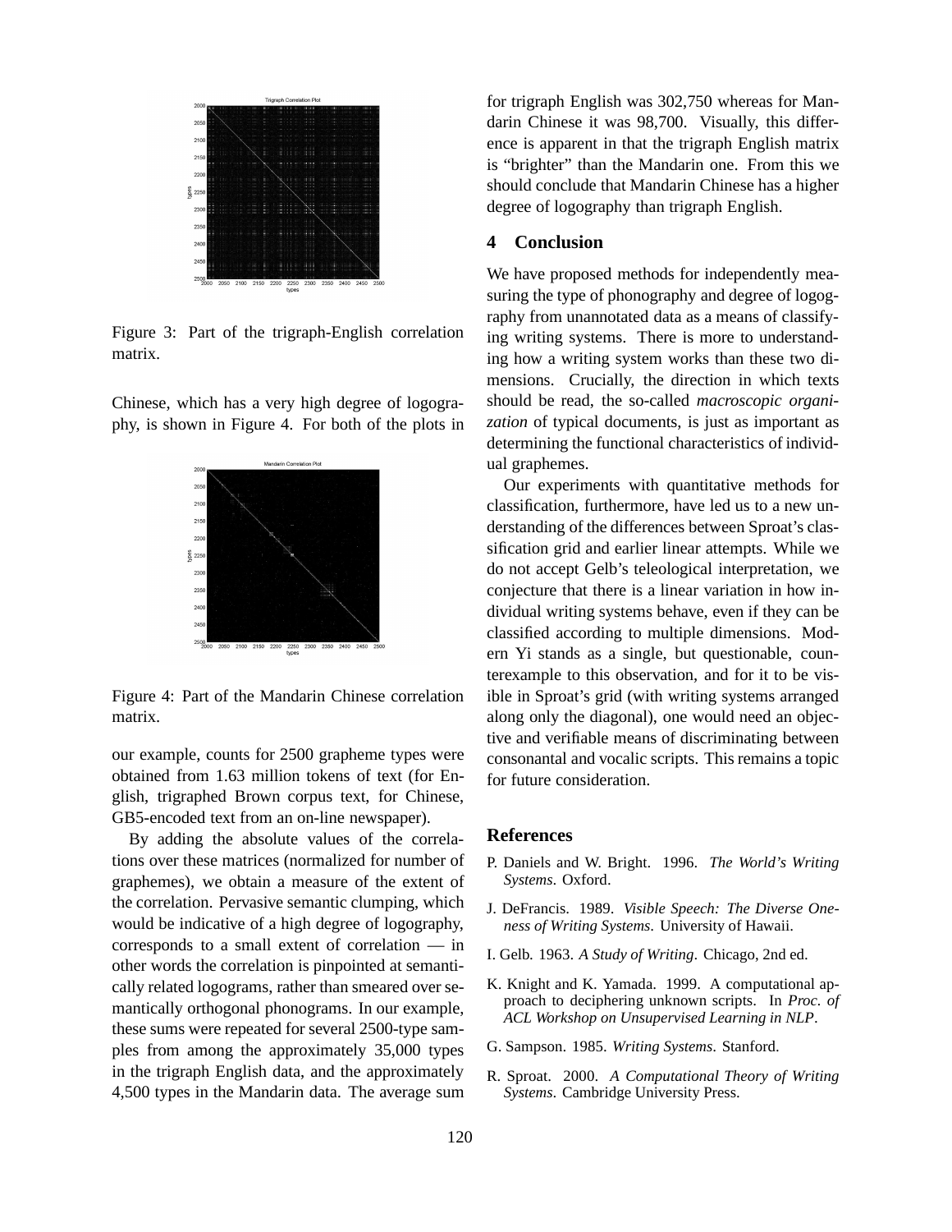Trigraph Correlation Plot

2000 2050 2100 2150 2200 2250 2300 2350 2400 2450 2500

types

Figure 3: Part of the trigraph-English correlation matrix.

Chinese, which has a very high degree of logography, is shown in Figure 4. For both of the plots in our example, counts for 2500 grapheme types were obtained from 1.63 million tokens of text (for English, trigraphed Brown corpus text, for Chinese, GB5-encoded text from an on-line newspaper).

Mandarin Correlation Plot

2000 2050 2100 2150 2200 2250 2300 2350 2400 2450 2500

types

Figure 4: Part of the Mandarin Chinese correlation matrix.

By adding the absolute values of the correlations over these matrices (normalized for number of graphemes), we obtain a measure of the extent of the correlation. Pervasive semantic clumping, which would be indicative of a high degree of logography, corresponds to a small extent of correlation — in other words the correlation is pinpointed at semantically related logograms, rather than smeared over semantically orthogonal phonograms. In our example, these sums were repeated for several 2500-type samples from among the approximately 35,000 types in the trigraph English data, and the approximately 4,500 types in the Mandarin data. The average sum for trigraph English was 302,750 whereas for Mandarin Chinese it was 98,700. Visually, this difference is apparent in that the trigraph English matrix is "brighter" than the Mandarin one. From this we should conclude that Mandarin Chinese has a higher degree of logography than trigraph English.

## 4 Conclusion

We have proposed methods for independently measuring the type of phonography and degree of logography from unannotated data as a means of classifying writing systems. There is more to understanding how a writing system works than these two dimensions. Crucially, the direction in which texts should be read, the so-called *macroscopic organization* of typical documents, is just as important as determining the functional characteristics of individual graphemes.

Our experiments with quantitative methods for classification, furthermore, have led us to a new understanding of the differences between Sproat's classification grid and earlier linear attempts. While we do not accept Gelb's teleological interpretation, we conjecture that there is a linear variation in how individual writing systems behave, even if they can be classified according to multiple dimensions. Modern Yi stands as a single, but questionable, counterexample to this observation, and for it to be visible in Sproat's grid (with writing systems arranged along only the diagonal), one would need an objective and verifiable means of discriminating between consonantal and vocalic scripts. This remains a topic for future consideration.

## References

P. Daniels and W. Bright. 1996. *The World's Writing Systems*. Oxford.

J. DeFrancis. 1989. *Visible Speech: The Diverse Oneness of Writing Systems*. University of Hawaii.

I. Gelb. 1963. *A Study of Writing*. Chicago, 2nd ed.

K. Knight and K. Yamada. 1999. A computational approach to deciphering unknown scripts. In *Proc. of ACL Workshop on Unsupervised Learning in NLP*.

G. Sampson. 1985. *Writing Systems*. Stanford.

R. Sproat. 2000. *A Computational Theory of Writing Systems*. Cambridge University Press.